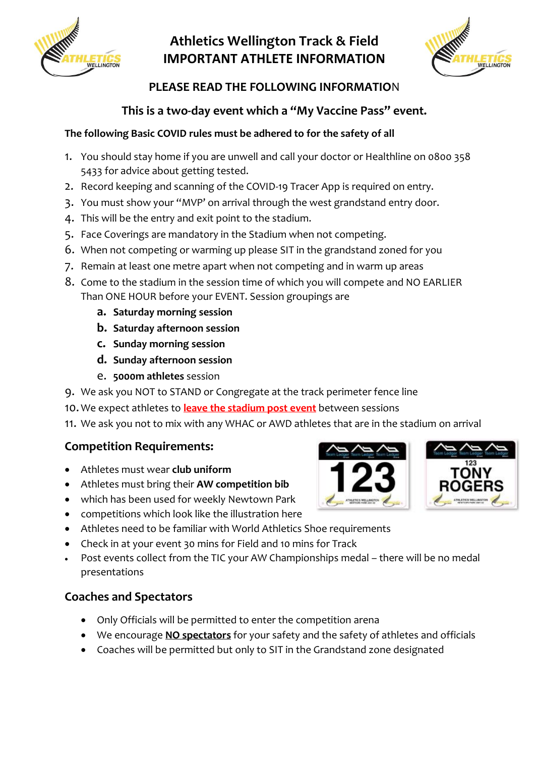# Athletics Wellington Track & Field
# IMPORTANT ATHLETE INFORMATION

## PLEASE READ THE FOLLOWING INFORMATION

### This is a two-day event which a "My Vaccine Pass" event.

**The following Basic COVID rules must be adhered to for the safety of all**

1. You should stay home if you are unwell and call your doctor or Healthline on 0800 358 5433 for advice about getting tested.
2. Record keeping and scanning of the COVID-19 Tracer App is required on entry.
3. You must show your "MVP' on arrival through the west grandstand entry door.
4. This will be the entry and exit point to the stadium.
5. Face Coverings are mandatory in the Stadium when not competing.
6. When not competing or warming up please SIT in the grandstand zoned for you
7. Remain at least one metre apart when not competing and in warm up areas
8. Come to the stadium in the session time of which you will compete and NO EARLIER Than ONE HOUR before your EVENT. Session groupings are
   a. **Saturday morning session**
   b. **Saturday afternoon session**
   c. **Sunday morning session**
   d. **Sunday afternoon session**
   e. **5000m athletes** session
9. We ask you NOT to STAND or Congregate at the track perimeter fence line
10. We expect athletes to **leave the stadium post event** between sessions
11. We ask you not to mix with any WHAC or AWD athletes that are in the stadium on arrival

## Competition Requirements:

- Athletes must wear **club uniform**
- Athletes must bring their **AW competition bib**
- which has been used for weekly Newtown Park
- competitions which look like the illustration here
- Athletes need to be familiar with World Athletics Shoe requirements
- Check in at your event 30 mins for Field and 10 mins for Track
- Post events collect from the TIC your AW Championships medal – there will be no medal presentations

## Coaches and Spectators

- Only Officials will be permitted to enter the competition arena
- We encourage **NO spectators** for your safety and the safety of athletes and officials
- Coaches will be permitted but only to SIT in the Grandstand zone designated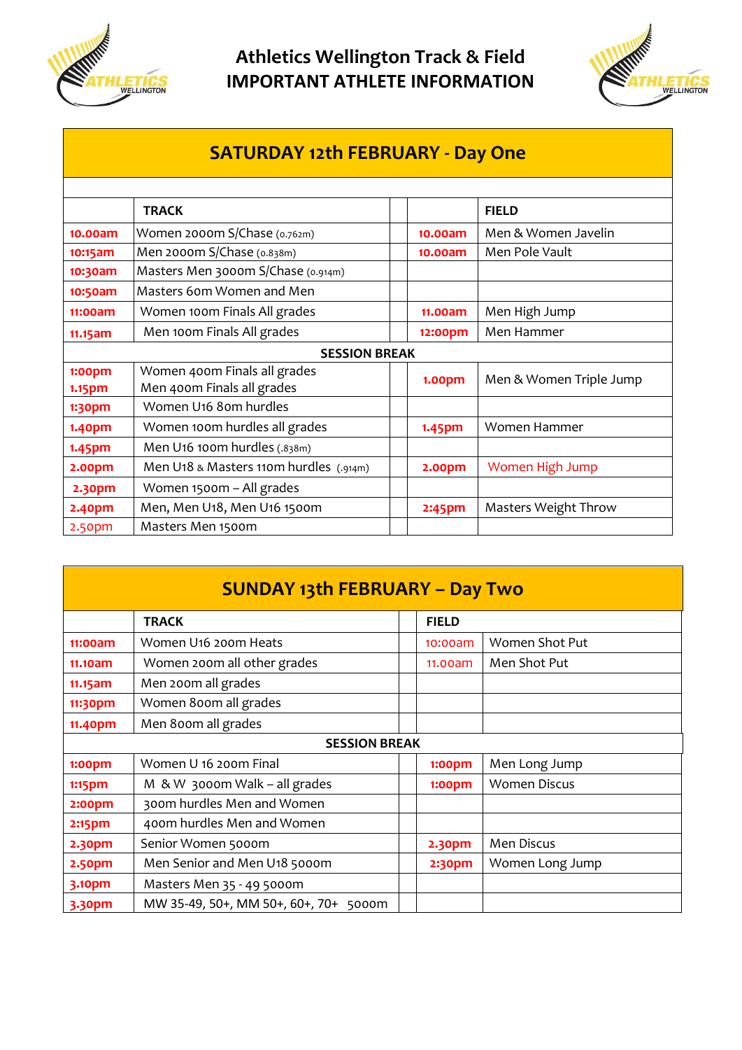# Athletics Wellington Track & Field
# IMPORTANT ATHLETE INFORMATION

## SATURDAY 12th FEBRUARY - Day One

| | TRACK | | | FIELD |
|---|---|---|---|---|
| 10.00am | Women 2000m S/Chase (0.762m) | | 10.00am | Men & Women Javelin |
| 10:15am | Men 2000m S/Chase (0.838m) | | 10.00am | Men Pole Vault |
| 10:30am | Masters Men 3000m S/Chase (0.914m) | | | |
| 10:50am | Masters 60m Women and Men | | | |
| 11:00am | Women 100m Finals All grades | | 11.00am | Men High Jump |
| 11.15am | Men 100m Finals All grades | | 12:00pm | Men Hammer |
| | SESSION BREAK | | | |
| 1:00pm<br>1.15pm | Women 400m Finals all grades<br>Men 400m Finals all grades | | 1.00pm | Men & Women Triple Jump |
| 1:30pm | Women U16 80m hurdles | | | |
| 1.40pm | Women 100m hurdles all grades | | 1.45pm | Women Hammer |
| 1.45pm | Men U16 100m hurdles (.838m) | | | |
| 2.00pm | Men U18 & Masters 110m hurdles (.914m) | | 2.00pm | Women High Jump |
| 2.30pm | Women 1500m – All grades | | | |
| 2.40pm | Men, Men U18, Men U16 1500m | | 2:45pm | Masters Weight Throw |
| 2.50pm | Masters Men 1500m | | | |

## SUNDAY 13th FEBRUARY – Day Two

| | TRACK | | FIELD | |
|---|---|---|---|---|
| 11:00am | Women U16 200m Heats | | 10:00am | Women Shot Put |
| 11.10am | Women 200m all other grades | | 11.00am | Men Shot Put |
| 11.15am | Men 200m all grades | | | |
| 11:30pm | Women 800m all grades | | | |
| 11.40pm | Men 800m all grades | | | |
| | SESSION BREAK | | | |
| 1:00pm | Women U 16 200m Final | | 1:00pm | Men Long Jump |
| 1:15pm | M & W 3000m Walk – all grades | | 1:00pm | Women Discus |
| 2:00pm | 300m hurdles Men and Women | | | |
| 2:15pm | 400m hurdles Men and Women | | | |
| 2.30pm | Senior Women 5000m | | 2.30pm | Men Discus |
| 2.50pm | Men Senior and Men U18 5000m | | 2:30pm | Women Long Jump |
| 3.10pm | Masters Men 35 - 49 5000m | | | |
| 3.30pm | MW 35-49, 50+, MM 50+, 60+, 70+ 5000m | | | |